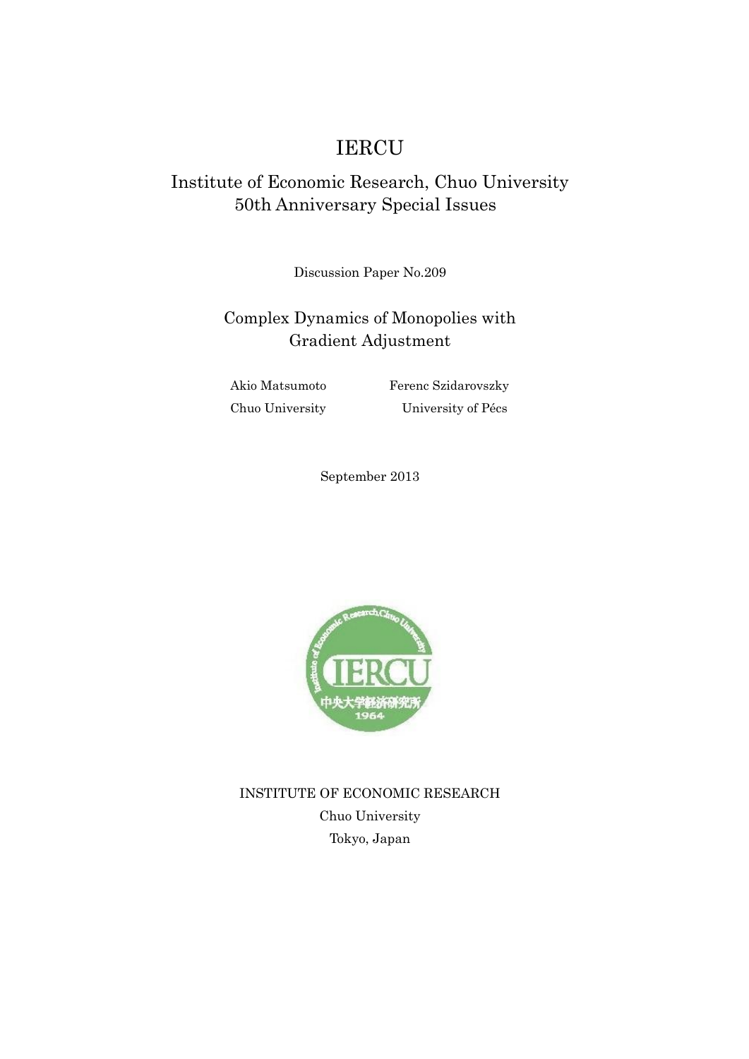# IERCU

## Institute of Economic Research, Chuo University 50th Anniversary Special Issues

Discussion Paper No.209

## Complex Dynamics of Monopolies with Gradient Adjustment

Akio Matsumoto
Chuo University

Ferenc Szidarovszky
University of Pécs

September 2013

INSTITUTE OF ECONOMIC RESEARCH
Chuo University
Tokyo, Japan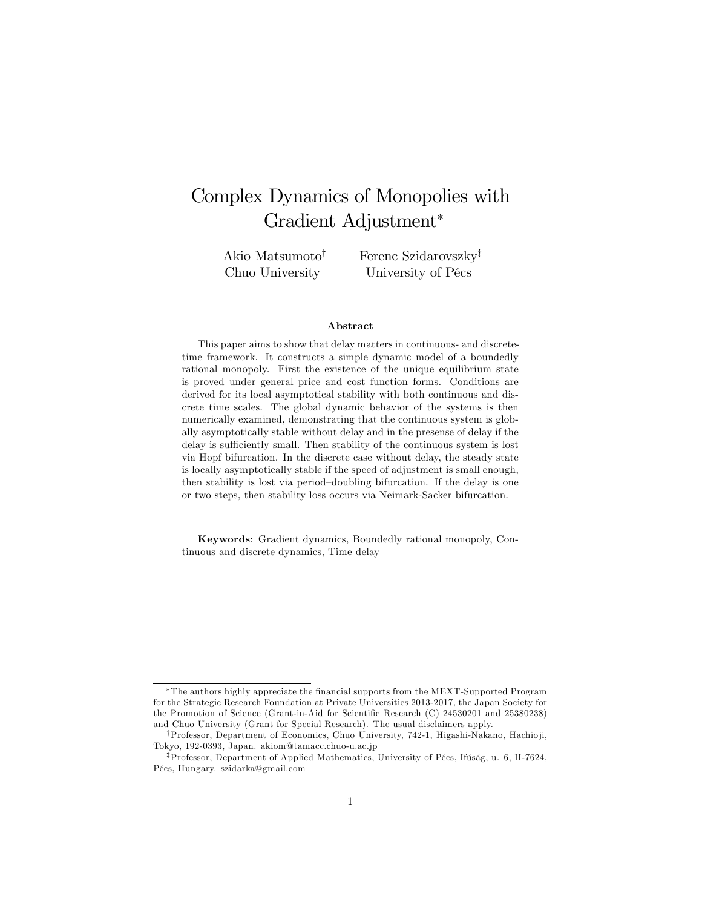# Complex Dynamics of Monopolies with Gradient Adjustment*

Akio Matsumoto† Chuo University

Ferenc Szidarovszky‡ University of Pécs

### Abstract

This paper aims to show that delay matters in continuous- and discrete-time framework. It constructs a simple dynamic model of a boundedly rational monopoly. First the existence of the unique equilibrium state is proved under general price and cost function forms. Conditions are derived for its local asymptotical stability with both continuous and discrete time scales. The global dynamic behavior of the systems is then numerically examined, demonstrating that the continuous system is globally asymptotically stable without delay and in the presense of delay if the delay is sufficiently small. Then stability of the continuous system is lost via Hopf bifurcation. In the discrete case without delay, the steady state is locally asymptotically stable if the speed of adjustment is small enough, then stability is lost via period–doubling bifurcation. If the delay is one or two steps, then stability loss occurs via Neimark-Sacker bifurcation.

**Keywords**: Gradient dynamics, Boundedly rational monopoly, Continuous and discrete dynamics, Time delay

---

*The authors highly appreciate the financial supports from the MEXT-Supported Program for the Strategic Research Foundation at Private Universities 2013-2017, the Japan Society for the Promotion of Science (Grant-in-Aid for Scientific Research (C) 24530201 and 25380238) and Chuo University (Grant for Special Research). The usual disclaimers apply.

†Professor, Department of Economics, Chuo University, 742-1, Higashi-Nakano, Hachioji, Tokyo, 192-0393, Japan. akiom@tamacc.chuo-u.ac.jp

‡Professor, Department of Applied Mathematics, University of Pécs, Ifúság, u. 6, H-7624, Pécs, Hungary. szidarka@gmail.com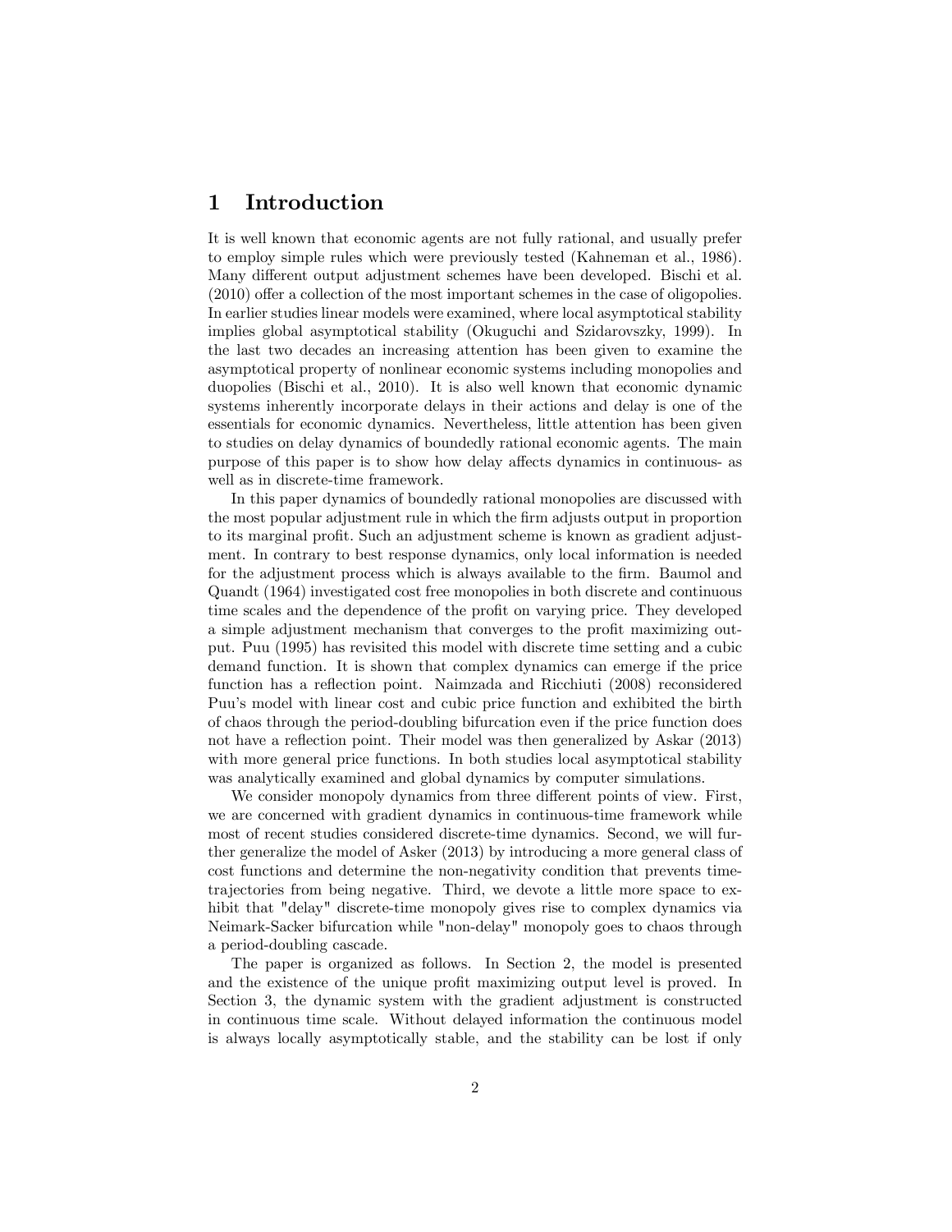# 1 Introduction

It is well known that economic agents are not fully rational, and usually prefer to employ simple rules which were previously tested (Kahneman et al., 1986). Many different output adjustment schemes have been developed. Bischi et al. (2010) offer a collection of the most important schemes in the case of oligopolies. In earlier studies linear models were examined, where local asymptotical stability implies global asymptotical stability (Okuguchi and Szidarovszky, 1999). In the last two decades an increasing attention has been given to examine the asymptotical property of nonlinear economic systems including monopolies and duopolies (Bischi et al., 2010). It is also well known that economic dynamic systems inherently incorporate delays in their actions and delay is one of the essentials for economic dynamics. Nevertheless, little attention has been given to studies on delay dynamics of boundedly rational economic agents. The main purpose of this paper is to show how delay affects dynamics in continuous- as well as in discrete-time framework.

In this paper dynamics of boundedly rational monopolies are discussed with the most popular adjustment rule in which the firm adjusts output in proportion to its marginal profit. Such an adjustment scheme is known as gradient adjustment. In contrary to best response dynamics, only local information is needed for the adjustment process which is always available to the firm. Baumol and Quandt (1964) investigated cost free monopolies in both discrete and continuous time scales and the dependence of the profit on varying price. They developed a simple adjustment mechanism that converges to the profit maximizing output. Puu (1995) has revisited this model with discrete time setting and a cubic demand function. It is shown that complex dynamics can emerge if the price function has a reflection point. Naimzada and Ricchiuti (2008) reconsidered Puu's model with linear cost and cubic price function and exhibited the birth of chaos through the period-doubling bifurcation even if the price function does not have a reflection point. Their model was then generalized by Askar (2013) with more general price functions. In both studies local asymptotical stability was analytically examined and global dynamics by computer simulations.

We consider monopoly dynamics from three different points of view. First, we are concerned with gradient dynamics in continuous-time framework while most of recent studies considered discrete-time dynamics. Second, we will further generalize the model of Asker (2013) by introducing a more general class of cost functions and determine the non-negativity condition that prevents time-trajectories from being negative. Third, we devote a little more space to exhibit that "delay" discrete-time monopoly gives rise to complex dynamics via Neimark-Sacker bifurcation while "non-delay" monopoly goes to chaos through a period-doubling cascade.

The paper is organized as follows. In Section 2, the model is presented and the existence of the unique profit maximizing output level is proved. In Section 3, the dynamic system with the gradient adjustment is constructed in continuous time scale. Without delayed information the continuous model is always locally asymptotically stable, and the stability can be lost if only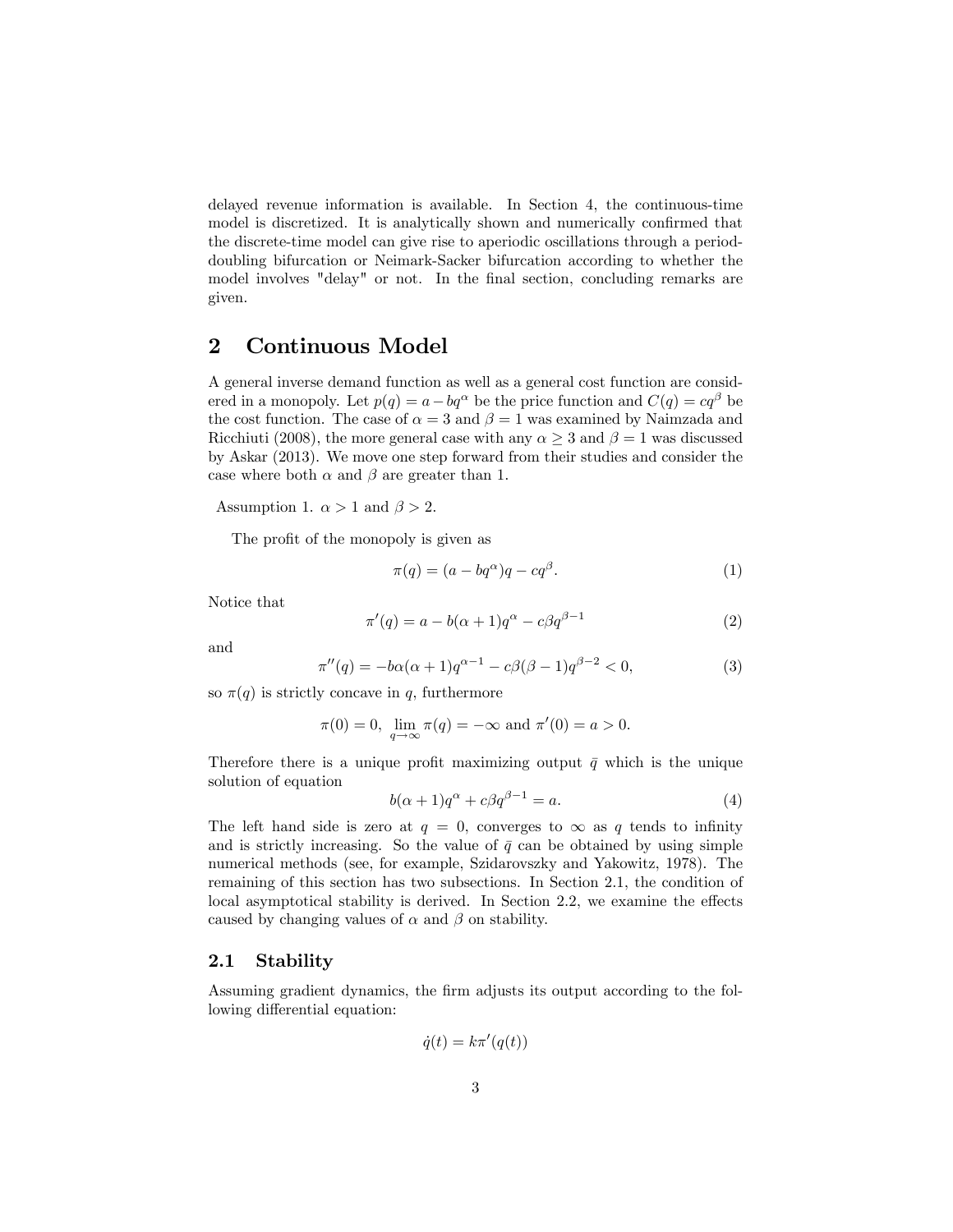delayed revenue information is available. In Section 4, the continuous-time model is discretized. It is analytically shown and numerically confirmed that the discrete-time model can give rise to aperiodic oscillations through a period-doubling bifurcation or Neimark-Sacker bifurcation according to whether the model involves "delay" or not. In the final section, concluding remarks are given.

# 2 Continuous Model

A general inverse demand function as well as a general cost function are considered in a monopoly. Let $p(q) = a - bq^\alpha$ be the price function and $C(q) = cq^\beta$ be the cost function. The case of $\alpha = 3$ and $\beta = 1$ was examined by Naimzada and Ricchiuti (2008), the more general case with any $\alpha \geq 3$ and $\beta = 1$ was discussed by Askar (2013). We move one step forward from their studies and consider the case where both $\alpha$ and $\beta$ are greater than 1.

Assumption 1. $\alpha > 1$ and $\beta > 2$.

The profit of the monopoly is given as

$$\pi(q) = (a - bq^\alpha)q - cq^\beta. \tag{1}$$

Notice that

$$\pi'(q) = a - b(\alpha + 1)q^\alpha - c\beta q^{\beta - 1} \tag{2}$$

and

$$\pi''(q) = -b\alpha(\alpha + 1)q^{\alpha - 1} - c\beta(\beta - 1)q^{\beta - 2} < 0, \tag{3}$$

so $\pi(q)$ is strictly concave in $q$, furthermore

$$\pi(0) = 0, \ \lim_{q \to \infty} \pi(q) = -\infty \text{ and } \pi'(0) = a > 0.$$

Therefore there is a unique profit maximizing output $\bar{q}$ which is the unique solution of equation

$$b(\alpha + 1)q^\alpha + c\beta q^{\beta - 1} = a. \tag{4}$$

The left hand side is zero at $q = 0$, converges to $\infty$ as $q$ tends to infinity and is strictly increasing. So the value of $\bar{q}$ can be obtained by using simple numerical methods (see, for example, Szidarovszky and Yakowitz, 1978). The remaining of this section has two subsections. In Section 2.1, the condition of local asymptotical stability is derived. In Section 2.2, we examine the effects caused by changing values of $\alpha$ and $\beta$ on stability.

## 2.1 Stability

Assuming gradient dynamics, the firm adjusts its output according to the following differential equation:

$$\dot{q}(t) = k\pi'(q(t))$$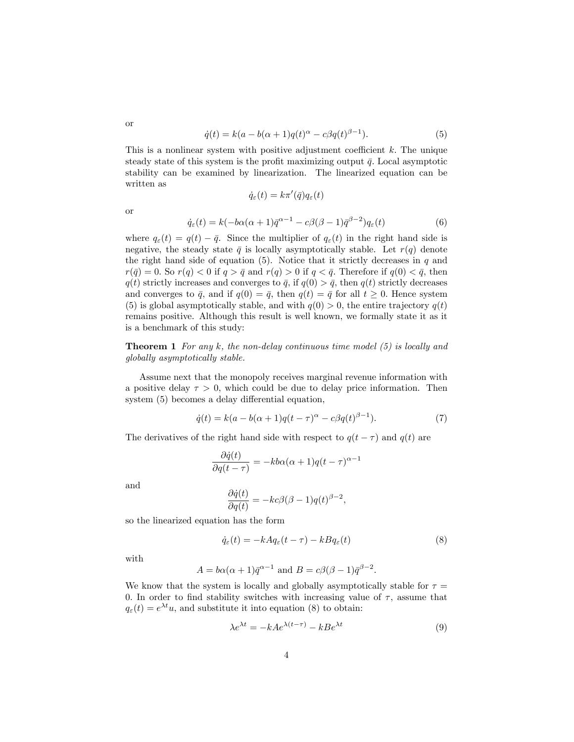or

$$\dot{q}(t) = k(a - b(\alpha + 1)q(t)^{\alpha} - c\beta q(t)^{\beta - 1}). \tag{5}$$

This is a nonlinear system with positive adjustment coefficient $k$. The unique steady state of this system is the profit maximizing output $\bar{q}$. Local asymptotic stability can be examined by linearization. The linearized equation can be written as

$$\dot{q}_{\varepsilon}(t) = k\pi'(\bar{q})q_{\varepsilon}(t)$$

or

$$\dot{q}_{\varepsilon}(t) = k(-b\alpha(\alpha + 1)\bar{q}^{\alpha - 1} - c\beta(\beta - 1)\bar{q}^{\beta - 2})q_{\varepsilon}(t) \tag{6}$$

where $q_{\varepsilon}(t) = q(t) - \bar{q}$. Since the multiplier of $q_{\varepsilon}(t)$ in the right hand side is negative, the steady state $\bar{q}$ is locally asymptotically stable. Let $r(q)$ denote the right hand side of equation (5). Notice that it strictly decreases in $q$ and $r(\bar{q}) = 0$. So $r(q) < 0$ if $q > \bar{q}$ and $r(q) > 0$ if $q < \bar{q}$. Therefore if $q(0) < \bar{q}$, then $q(t)$ strictly increases and converges to $\bar{q}$, if $q(0) > \bar{q}$, then $q(t)$ strictly decreases and converges to $\bar{q}$, and if $q(0) = \bar{q}$, then $q(t) = \bar{q}$ for all $t \geq 0$. Hence system (5) is global asymptotically stable, and with $q(0) > 0$, the entire trajectory $q(t)$ remains positive. Although this result is well known, we formally state it as it is a benchmark of this study:

**Theorem 1** *For any $k$, the non-delay continuous time model (5) is locally and globally asymptotically stable.*

Assume next that the monopoly receives marginal revenue information with a positive delay $\tau > 0$, which could be due to delay price information. Then system (5) becomes a delay differential equation,

$$\dot{q}(t) = k(a - b(\alpha + 1)q(t - \tau)^{\alpha} - c\beta q(t)^{\beta - 1}). \tag{7}$$

The derivatives of the right hand side with respect to $q(t - \tau)$ and $q(t)$ are

$$\frac{\partial \dot{q}(t)}{\partial q(t - \tau)} = -kb\alpha(\alpha + 1)q(t - \tau)^{\alpha - 1}$$

and

$$\frac{\partial \dot{q}(t)}{\partial q(t)} = -kc\beta(\beta - 1)q(t)^{\beta - 2},$$

so the linearized equation has the form

$$\dot{q}_{\varepsilon}(t) = -kAq_{\varepsilon}(t - \tau) - kBq_{\varepsilon}(t) \tag{8}$$

with

$$A = b\alpha(\alpha + 1)\bar{q}^{\alpha - 1} \text{ and } B = c\beta(\beta - 1)\bar{q}^{\beta - 2}.$$

We know that the system is locally and globally asymptotically stable for $\tau = 0$. In order to find stability switches with increasing value of $\tau$, assume that $q_{\varepsilon}(t) = e^{\lambda t}u$, and substitute it into equation (8) to obtain:

$$\lambda e^{\lambda t} = -kAe^{\lambda(t - \tau)} - kBe^{\lambda t} \tag{9}$$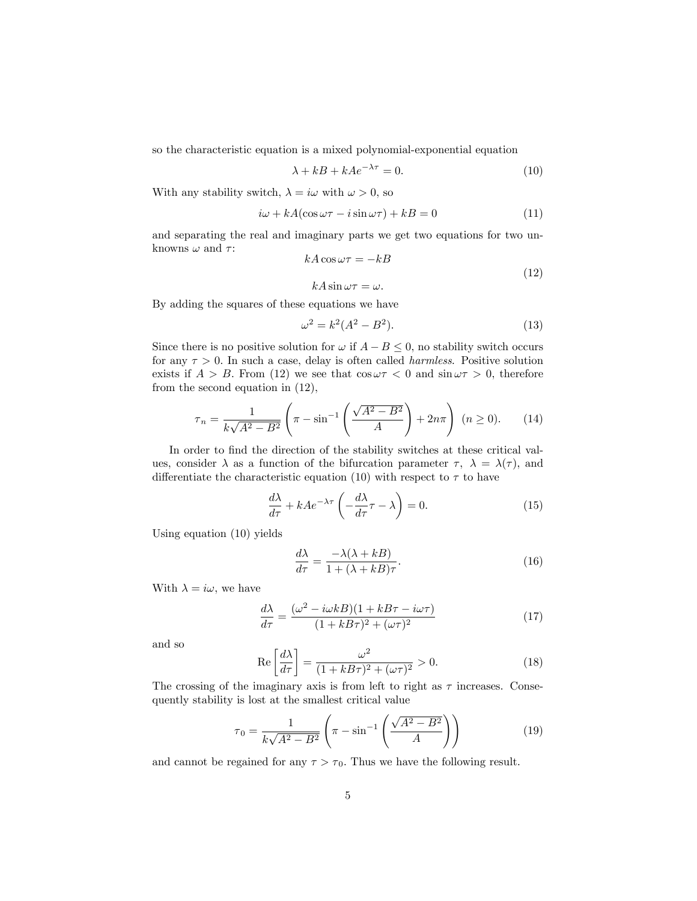so the characteristic equation is a mixed polynomial-exponential equation

$$\lambda + kB + kAe^{-\lambda\tau} = 0. \tag{10}$$

With any stability switch, $\lambda = i\omega$ with $\omega > 0$, so

$$i\omega + kA(\cos\omega\tau - i\sin\omega\tau) + kB = 0 \tag{11}$$

and separating the real and imaginary parts we get two equations for two unknowns $\omega$ and $\tau$:

$$\begin{aligned} kA\cos\omega\tau &= -kB \\ kA\sin\omega\tau &= \omega. \end{aligned} \tag{12}$$

By adding the squares of these equations we have

$$\omega^2 = k^2(A^2 - B^2). \tag{13}$$

Since there is no positive solution for $\omega$ if $A - B \leq 0$, no stability switch occurs for any $\tau > 0$. In such a case, delay is often called *harmless*. Positive solution exists if $A > B$. From (12) we see that $\cos\omega\tau < 0$ and $\sin\omega\tau > 0$, therefore from the second equation in (12),

$$\tau_n = \frac{1}{k\sqrt{A^2 - B^2}}\left(\pi - \sin^{-1}\left(\frac{\sqrt{A^2 - B^2}}{A}\right) + 2n\pi\right) \ (n \geq 0). \tag{14}$$

In order to find the direction of the stability switches at these critical values, consider $\lambda$ as a function of the bifurcation parameter $\tau$, $\lambda = \lambda(\tau)$, and differentiate the characteristic equation (10) with respect to $\tau$ to have

$$\frac{d\lambda}{d\tau} + kAe^{-\lambda\tau}\left(-\frac{d\lambda}{d\tau}\tau - \lambda\right) = 0. \tag{15}$$

Using equation (10) yields

$$\frac{d\lambda}{d\tau} = \frac{-\lambda(\lambda + kB)}{1 + (\lambda + kB)\tau}. \tag{16}$$

With $\lambda = i\omega$, we have

$$\frac{d\lambda}{d\tau} = \frac{(\omega^2 - i\omega kB)(1 + kB\tau - i\omega\tau)}{(1 + kB\tau)^2 + (\omega\tau)^2} \tag{17}$$

and so

$$\text{Re}\left[\frac{d\lambda}{d\tau}\right] = \frac{\omega^2}{(1 + kB\tau)^2 + (\omega\tau)^2} > 0. \tag{18}$$

The crossing of the imaginary axis is from left to right as $\tau$ increases. Consequently stability is lost at the smallest critical value

$$\tau_0 = \frac{1}{k\sqrt{A^2 - B^2}}\left(\pi - \sin^{-1}\left(\frac{\sqrt{A^2 - B^2}}{A}\right)\right) \tag{19}$$

and cannot be regained for any $\tau > \tau_0$. Thus we have the following result.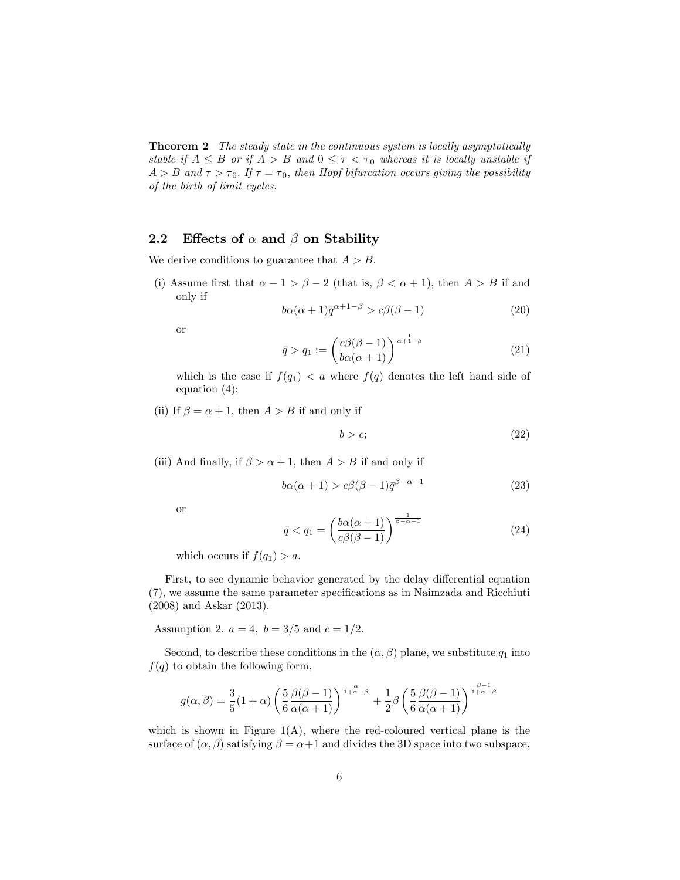**Theorem 2** *The steady state in the continuous system is locally asymptotically stable if $A \leq B$ or if $A > B$ and $0 \leq \tau < \tau_0$ whereas it is locally unstable if $A > B$ and $\tau > \tau_0$. If $\tau = \tau_0$, then Hopf bifurcation occurs giving the possibility of the birth of limit cycles.*

## 2.2 Effects of $\alpha$ and $\beta$ on Stability

We derive conditions to guarantee that $A > B$.

(i) Assume first that $\alpha - 1 > \beta - 2$ (that is, $\beta < \alpha + 1$), then $A > B$ if and only if

$$b\alpha(\alpha+1)\bar{q}^{\alpha+1-\beta} > c\beta(\beta-1) \tag{20}$$

or

$$\bar{q} > q_1 := \left(\frac{c\beta(\beta-1)}{b\alpha(\alpha+1)}\right)^{\frac{1}{\alpha+1-\beta}} \tag{21}$$

which is the case if $f(q_1) < a$ where $f(q)$ denotes the left hand side of equation (4);

(ii) If $\beta = \alpha + 1$, then $A > B$ if and only if

$$b > c; \tag{22}$$

(iii) And finally, if $\beta > \alpha + 1$, then $A > B$ if and only if

$$b\alpha(\alpha+1) > c\beta(\beta-1)\bar{q}^{\beta-\alpha-1} \tag{23}$$

or

$$\bar{q} < q_1 = \left(\frac{b\alpha(\alpha+1)}{c\beta(\beta-1)}\right)^{\frac{1}{\beta-\alpha-1}} \tag{24}$$

which occurs if $f(q_1) > a$.

First, to see dynamic behavior generated by the delay differential equation (7), we assume the same parameter specifications as in Naimzada and Ricchiuti (2008) and Askar (2013).

Assumption 2. $a = 4,\ b = 3/5$ and $c = 1/2$.

Second, to describe these conditions in the $(\alpha, \beta)$ plane, we substitute $q_1$ into $f(q)$ to obtain the following form,

$$g(\alpha,\beta) = \frac{3}{5}(1+\alpha)\left(\frac{5}{6}\frac{\beta(\beta-1)}{\alpha(\alpha+1)}\right)^{\frac{\alpha}{1+\alpha-\beta}} + \frac{1}{2}\beta\left(\frac{5}{6}\frac{\beta(\beta-1)}{\alpha(\alpha+1)}\right)^{\frac{\beta-1}{1+\alpha-\beta}}$$

which is shown in Figure 1(A), where the red-coloured vertical plane is the surface of $(\alpha, \beta)$ satisfying $\beta = \alpha+1$ and divides the 3D space into two subspace,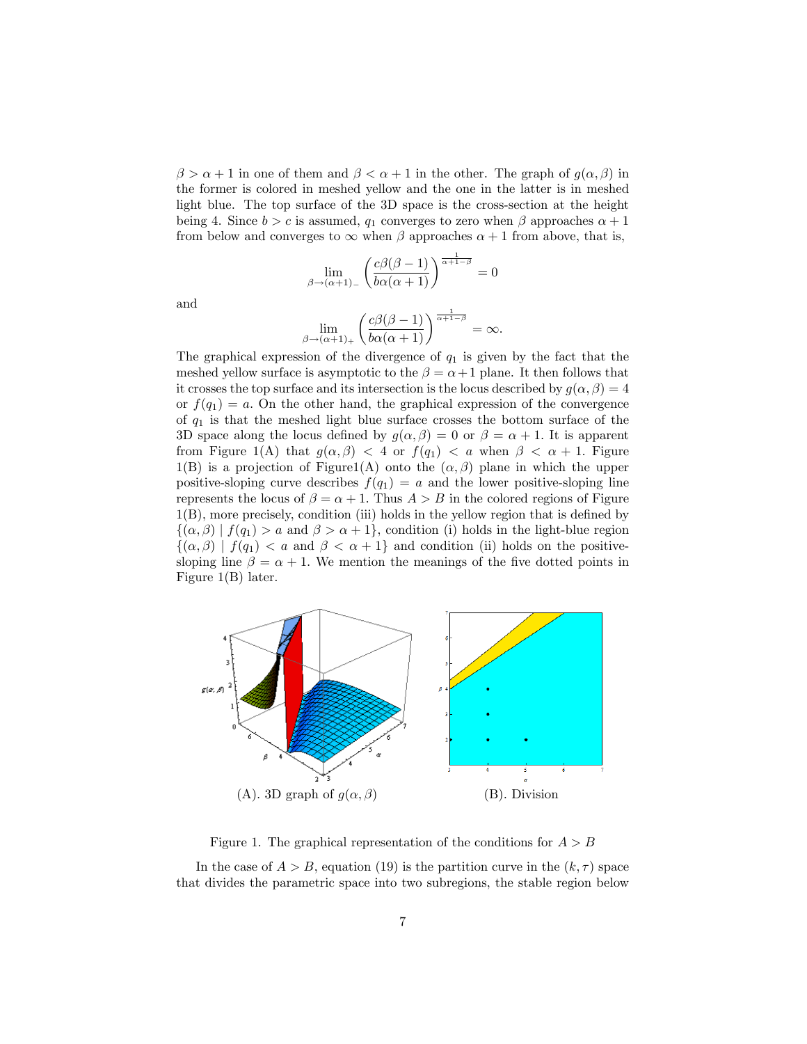$\beta > \alpha + 1$ in one of them and $\beta < \alpha + 1$ in the other. The graph of $g(\alpha, \beta)$ in the former is colored in meshed yellow and the one in the latter is in meshed light blue. The top surface of the 3D space is the cross-section at the height being 4. Since $b > c$ is assumed, $q_1$ converges to zero when $\beta$ approaches $\alpha + 1$ from below and converges to $\infty$ when $\beta$ approaches $\alpha + 1$ from above, that is,

$$\lim_{\beta \to (\alpha+1)_-} \left( \frac{c\beta(\beta - 1)}{b\alpha(\alpha + 1)} \right)^{\frac{1}{\alpha+1-\beta}} = 0$$

and

$$\lim_{\beta \to (\alpha+1)_+} \left( \frac{c\beta(\beta - 1)}{b\alpha(\alpha + 1)} \right)^{\frac{1}{\alpha+1-\beta}} = \infty.$$

The graphical expression of the divergence of $q_1$ is given by the fact that the meshed yellow surface is asymptotic to the $\beta = \alpha + 1$ plane. It then follows that it crosses the top surface and its intersection is the locus described by $g(\alpha, \beta) = 4$ or $f(q_1) = a$. On the other hand, the graphical expression of the convergence of $q_1$ is that the meshed light blue surface crosses the bottom surface of the 3D space along the locus defined by $g(\alpha, \beta) = 0$ or $\beta = \alpha + 1$. It is apparent from Figure 1(A) that $g(\alpha, \beta) < 4$ or $f(q_1) < a$ when $\beta < \alpha + 1$. Figure 1(B) is a projection of Figure1(A) onto the $(\alpha, \beta)$ plane in which the upper positive-sloping curve describes $f(q_1) = a$ and the lower positive-sloping line represents the locus of $\beta = \alpha + 1$. Thus $A > B$ in the colored regions of Figure 1(B), more precisely, condition (iii) holds in the yellow region that is defined by $\{(\alpha, \beta) \mid f(q_1) > a \text{ and } \beta > \alpha + 1\}$, condition (i) holds in the light-blue region $\{(\alpha, \beta) \mid f(q_1) < a \text{ and } \beta < \alpha + 1\}$ and condition (ii) holds on the positive-sloping line $\beta = \alpha + 1$. We mention the meanings of the five dotted points in Figure 1(B) later.

(A). 3D graph of $g(\alpha, \beta)$ (B). Division

Figure 1. The graphical representation of the conditions for $A > B$

In the case of $A > B$, equation (19) is the partition curve in the $(k, \tau)$ space that divides the parametric space into two subregions, the stable region below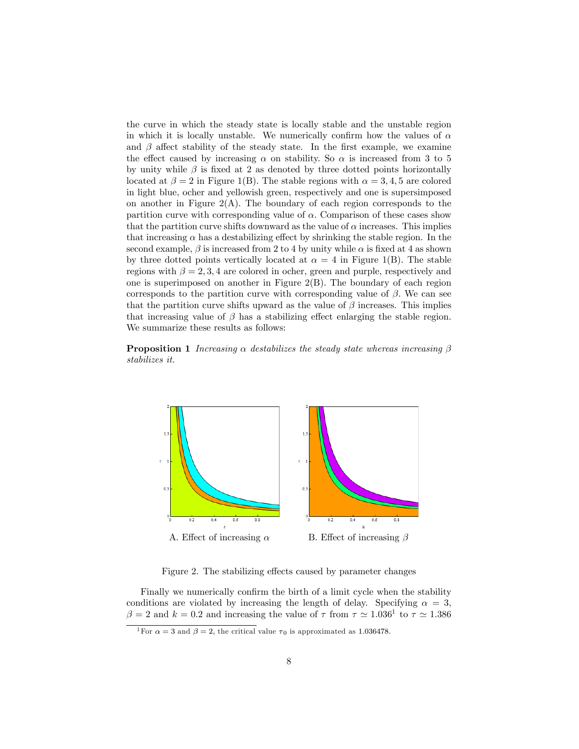the curve in which the steady state is locally stable and the unstable region in which it is locally unstable. We numerically confirm how the values of $\alpha$ and $\beta$ affect stability of the steady state. In the first example, we examine the effect caused by increasing $\alpha$ on stability. So $\alpha$ is increased from 3 to 5 by unity while $\beta$ is fixed at 2 as denoted by three dotted points horizontally located at $\beta = 2$ in Figure 1(B). The stable regions with $\alpha = 3, 4, 5$ are colored in light blue, ocher and yellowish green, respectively and one is supersimposed on another in Figure 2(A). The boundary of each region corresponds to the partition curve with corresponding value of $\alpha$. Comparison of these cases show that the partition curve shifts downward as the value of $\alpha$ increases. This implies that increasing $\alpha$ has a destabilizing effect by shrinking the stable region. In the second example, $\beta$ is increased from 2 to 4 by unity while $\alpha$ is fixed at 4 as shown by three dotted points vertically located at $\alpha = 4$ in Figure 1(B). The stable regions with $\beta = 2, 3, 4$ are colored in ocher, green and purple, respectively and one is superimposed on another in Figure 2(B). The boundary of each region corresponds to the partition curve with corresponding value of $\beta$. We can see that the partition curve shifts upward as the value of $\beta$ increases. This implies that increasing value of $\beta$ has a stabilizing effect enlarging the stable region. We summarize these results as follows:

**Proposition 1** *Increasing $\alpha$ destabilizes the steady state whereas increasing $\beta$ stabilizes it.*

A. Effect of increasing $\alpha$

B. Effect of increasing $\beta$

Figure 2. The stabilizing effects caused by parameter changes

Finally we numerically confirm the birth of a limit cycle when the stability conditions are violated by increasing the length of delay. Specifying $\alpha = 3$, $\beta = 2$ and $k = 0.2$ and increasing the value of $\tau$ from $\tau \simeq 1.036$[1] to $\tau \simeq 1.386$

[1] For $\alpha = 3$ and $\beta = 2$, the critical value $\tau_0$ is approximated as 1.036478.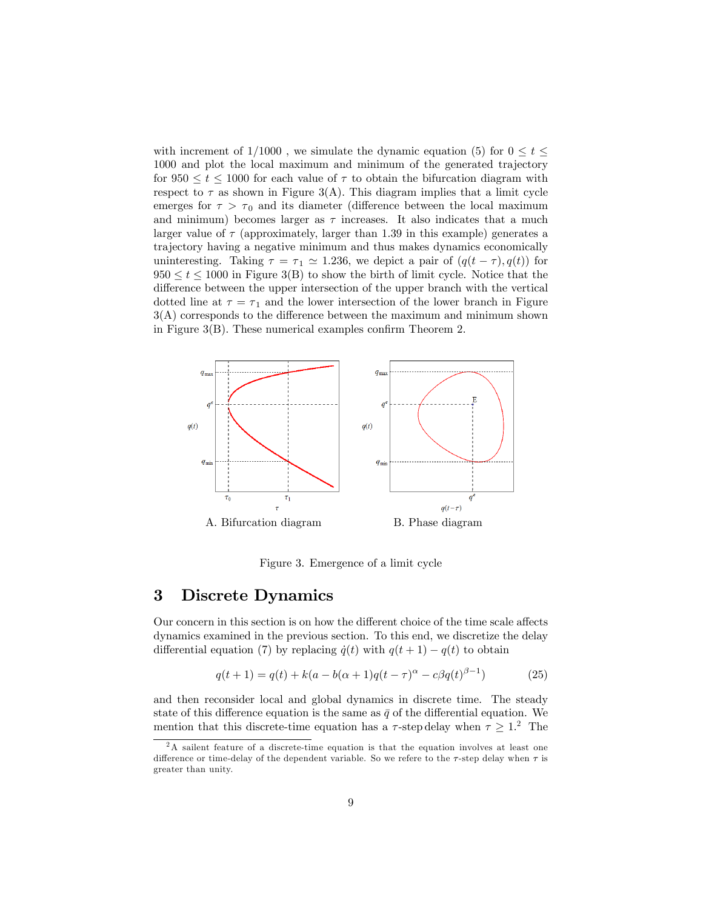with increment of $1/1000$ , we simulate the dynamic equation (5) for $0 \leq t \leq 1000$ and plot the local maximum and minimum of the generated trajectory for $950 \leq t \leq 1000$ for each value of $\tau$ to obtain the bifurcation diagram with respect to $\tau$ as shown in Figure 3(A). This diagram implies that a limit cycle emerges for $\tau > \tau_0$ and its diameter (difference between the local maximum and minimum) becomes larger as $\tau$ increases. It also indicates that a much larger value of $\tau$ (approximately, larger than 1.39 in this example) generates a trajectory having a negative minimum and thus makes dynamics economically uninteresting. Taking $\tau = \tau_1 \simeq 1.236$, we depict a pair of $(q(t-\tau), q(t))$ for $950 \leq t \leq 1000$ in Figure 3(B) to show the birth of limit cycle. Notice that the difference between the upper intersection of the upper branch with the vertical dotted line at $\tau = \tau_1$ and the lower intersection of the lower branch in Figure 3(A) corresponds to the difference between the maximum and minimum shown in Figure 3(B). These numerical examples confirm Theorem 2.

A. Bifurcation diagram

B. Phase diagram

Figure 3. Emergence of a limit cycle

# 3 Discrete Dynamics

Our concern in this section is on how the different choice of the time scale affects dynamics examined in the previous section. To this end, we discretize the delay differential equation (7) by replacing $\dot{q}(t)$ with $q(t+1) - q(t)$ to obtain

$$q(t+1) = q(t) + k(a - b(\alpha+1)q(t-\tau)^{\alpha} - c\beta q(t)^{\beta-1}) \tag{25}$$

and then reconsider local and global dynamics in discrete time. The steady state of this difference equation is the same as $\bar{q}$ of the differential equation. We mention that this discrete-time equation has a $\tau$-step delay when $\tau \geq 1$.[2] The

[2] A sailent feature of a discrete-time equation is that the equation involves at least one difference or time-delay of the dependent variable. So we refere to the $\tau$-step delay when $\tau$ is greater than unity.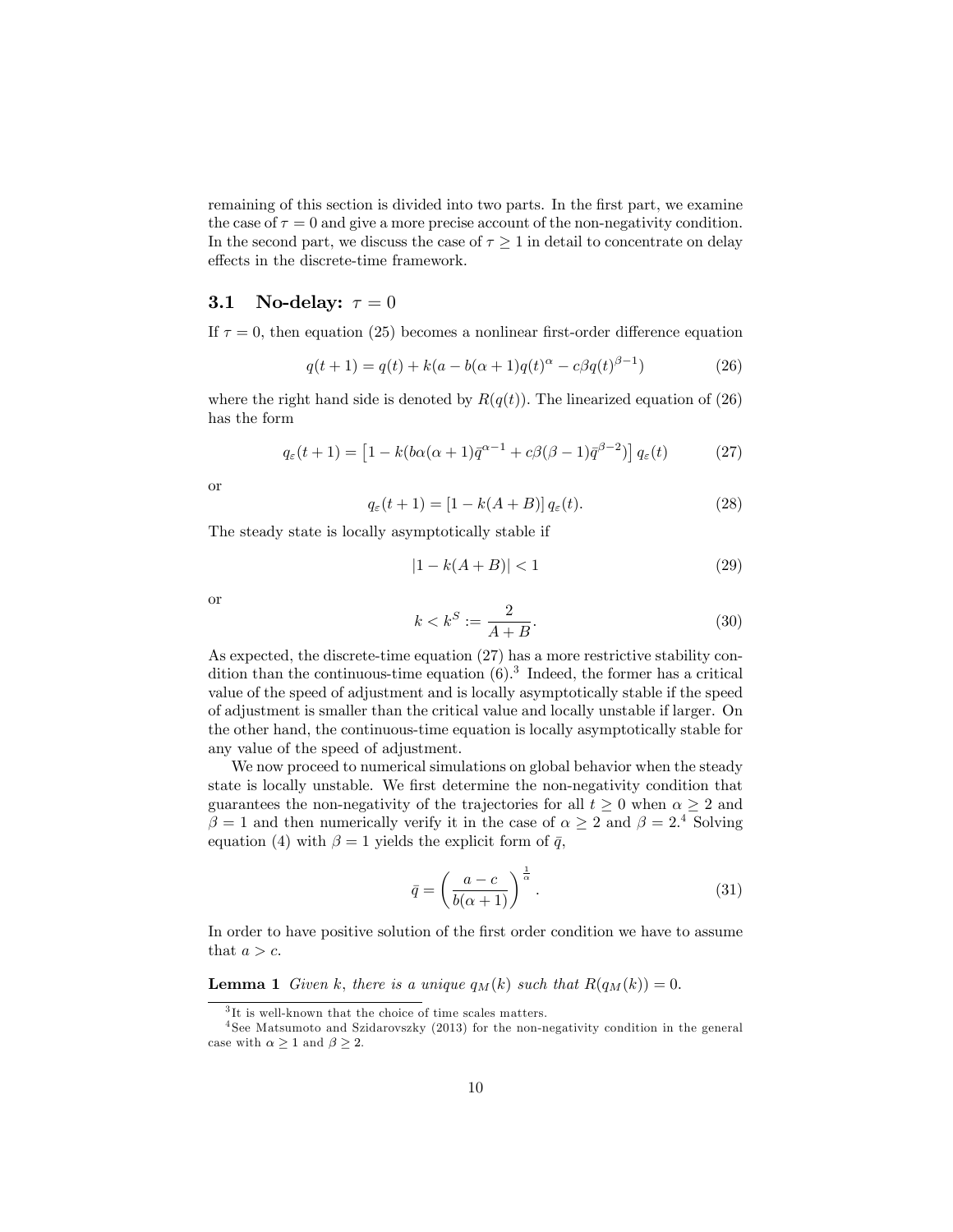remaining of this section is divided into two parts. In the first part, we examine the case of $\tau = 0$ and give a more precise account of the non-negativity condition. In the second part, we discuss the case of $\tau \geq 1$ in detail to concentrate on delay effects in the discrete-time framework.

### 3.1 No-delay: $\tau = 0$

If $\tau = 0$, then equation (25) becomes a nonlinear first-order difference equation

$$q(t+1) = q(t) + k(a - b(\alpha+1)q(t)^{\alpha} - c\beta q(t)^{\beta-1}) \tag{26}$$

where the right hand side is denoted by $R(q(t))$. The linearized equation of (26) has the form

$$q_{\varepsilon}(t+1) = \left[1 - k(b\alpha(\alpha+1)\bar{q}^{\alpha-1} + c\beta(\beta-1)\bar{q}^{\beta-2})\right] q_{\varepsilon}(t) \tag{27}$$

or

$$q_{\varepsilon}(t+1) = \left[1 - k(A+B)\right] q_{\varepsilon}(t). \tag{28}$$

The steady state is locally asymptotically stable if

$$|1 - k(A+B)| < 1 \tag{29}$$

or

$$k < k^S := \frac{2}{A+B}. \tag{30}$$

As expected, the discrete-time equation (27) has a more restrictive stability condition than the continuous-time equation (6).[3] Indeed, the former has a critical value of the speed of adjustment and is locally asymptotically stable if the speed of adjustment is smaller than the critical value and locally unstable if larger. On the other hand, the continuous-time equation is locally asymptotically stable for any value of the speed of adjustment.

We now proceed to numerical simulations on global behavior when the steady state is locally unstable. We first determine the non-negativity condition that guarantees the non-negativity of the trajectories for all $t \geq 0$ when $\alpha \geq 2$ and $\beta = 1$ and then numerically verify it in the case of $\alpha \geq 2$ and $\beta = 2$.[4] Solving equation (4) with $\beta = 1$ yields the explicit form of $\bar{q}$,

$$\bar{q} = \left(\frac{a-c}{b(\alpha+1)}\right)^{\frac{1}{\alpha}}. \tag{31}$$

In order to have positive solution of the first order condition we have to assume that $a > c$.

**Lemma 1** *Given $k$, there is a unique $q_M(k)$ such that $R(q_M(k)) = 0$.*

[3] It is well-known that the choice of time scales matters.

[4] See Matsumoto and Szidarovszky (2013) for the non-negativity condition in the general case with $\alpha \geq 1$ and $\beta \geq 2$.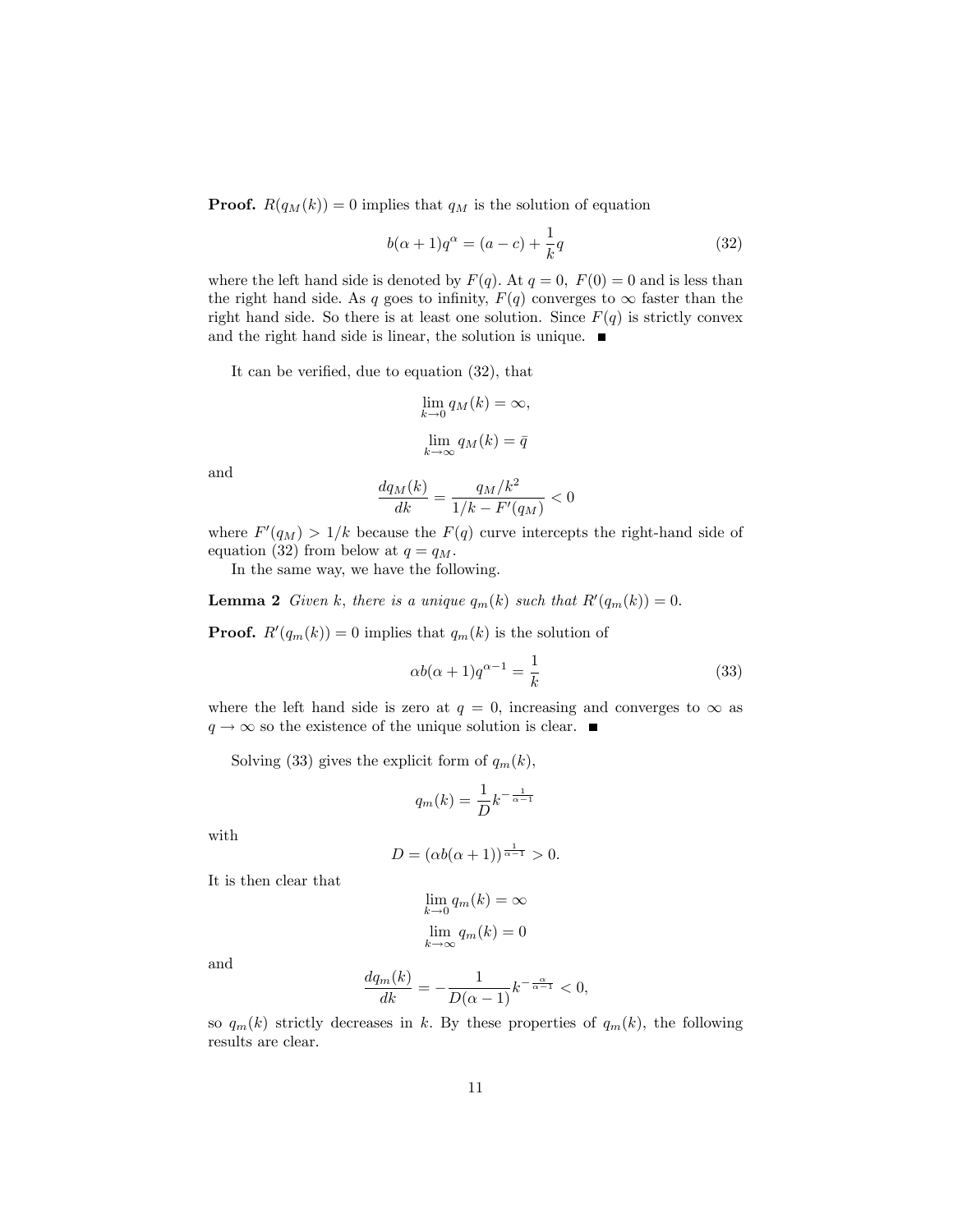**Proof.** $R(q_M(k)) = 0$ implies that $q_M$ is the solution of equation

$$b(\alpha + 1)q^{\alpha} = (a - c) + \frac{1}{k}q \tag{32}$$

where the left hand side is denoted by $F(q)$. At $q = 0$, $F(0) = 0$ and is less than the right hand side. As $q$ goes to infinity, $F(q)$ converges to $\infty$ faster than the right hand side. So there is at least one solution. Since $F(q)$ is strictly convex and the right hand side is linear, the solution is unique. ■

It can be verified, due to equation (32), that

$$\lim_{k \to 0} q_M(k) = \infty,$$

$$\lim_{k \to \infty} q_M(k) = \bar{q}$$

and

$$\frac{dq_M(k)}{dk} = \frac{q_M/k^2}{1/k - F'(q_M)} < 0$$

where $F'(q_M) > 1/k$ because the $F(q)$ curve intercepts the right-hand side of equation (32) from below at $q = q_M$.

In the same way, we have the following.

**Lemma 2** *Given $k$, there is a unique $q_m(k)$ such that $R'(q_m(k)) = 0$.*

**Proof.** $R'(q_m(k)) = 0$ implies that $q_m(k)$ is the solution of

$$\alpha b(\alpha + 1)q^{\alpha - 1} = \frac{1}{k} \tag{33}$$

where the left hand side is zero at $q = 0$, increasing and converges to $\infty$ as $q \to \infty$ so the existence of the unique solution is clear. ■

Solving (33) gives the explicit form of $q_m(k)$,

$$q_m(k) = \frac{1}{D}k^{-\frac{1}{\alpha - 1}}$$

with

$$D = (\alpha b(\alpha + 1))^{\frac{1}{\alpha - 1}} > 0.$$

It is then clear that

$$\lim_{k \to 0} q_m(k) = \infty$$

$$\lim_{k \to \infty} q_m(k) = 0$$

and

$$\frac{dq_m(k)}{dk} = -\frac{1}{D(\alpha - 1)}k^{-\frac{\alpha}{\alpha - 1}} < 0,$$

so $q_m(k)$ strictly decreases in $k$. By these properties of $q_m(k)$, the following results are clear.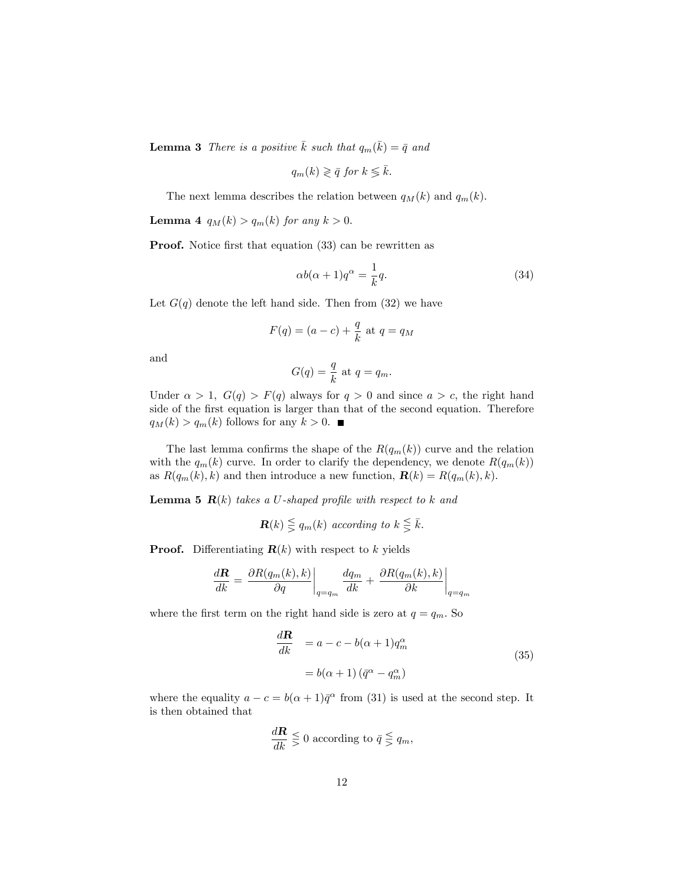**Lemma 3** *There is a positive* $\bar{k}$ *such that* $q_m(\bar{k}) = \bar{q}$ *and*

$$q_m(k) \gtrless \bar{q} \text{ for } k \lessgtr \bar{k}.$$

The next lemma describes the relation between $q_M(k)$ and $q_m(k)$.

**Lemma 4** $q_M(k) > q_m(k)$ *for any* $k > 0$.

**Proof.** Notice first that equation (33) can be rewritten as

$$\alpha b(\alpha + 1)q^{\alpha} = \frac{1}{k}q. \tag{34}$$

Let $G(q)$ denote the left hand side. Then from (32) we have

$$F(q) = (a - c) + \frac{q}{k} \text{ at } q = q_M$$

and

$$G(q) = \frac{q}{k} \text{ at } q = q_m.$$

Under $\alpha > 1$, $G(q) > F(q)$ always for $q > 0$ and since $a > c$, the right hand side of the first equation is larger than that of the second equation. Therefore $q_M(k) > q_m(k)$ follows for any $k > 0$. ■

The last lemma confirms the shape of the $R(q_m(k))$ curve and the relation with the $q_m(k)$ curve. In order to clarify the dependency, we denote $R(q_m(k))$ as $R(q_m(k), k)$ and then introduce a new function, $\boldsymbol{R}(k) = R(q_m(k), k)$.

**Lemma 5** $\boldsymbol{R}(k)$ *takes a U-shaped profile with respect to* $k$ *and*

$$\boldsymbol{R}(k) \lesseqgtr q_m(k) \text{ according to } k \lesseqgtr \bar{k}.$$

**Proof.** Differentiating $\boldsymbol{R}(k)$ with respect to $k$ yields

$$\frac{d\boldsymbol{R}}{dk} = \left.\frac{\partial R(q_m(k), k)}{\partial q}\right|_{q=q_m} \frac{dq_m}{dk} + \left.\frac{\partial R(q_m(k), k)}{\partial k}\right|_{q=q_m}$$

where the first term on the right hand side is zero at $q = q_m$. So

$$\begin{aligned} \frac{d\boldsymbol{R}}{dk} &= a - c - b(\alpha + 1)q_m^{\alpha} \\ &= b(\alpha + 1)\left(\bar{q}^{\alpha} - q_m^{\alpha}\right) \end{aligned} \tag{35}$$

where the equality $a - c = b(\alpha + 1)\bar{q}^{\alpha}$ from (31) is used at the second step. It is then obtained that

$$\frac{d\boldsymbol{R}}{dk} \lesseqgtr 0 \text{ according to } \bar{q} \lesseqgtr q_m,$$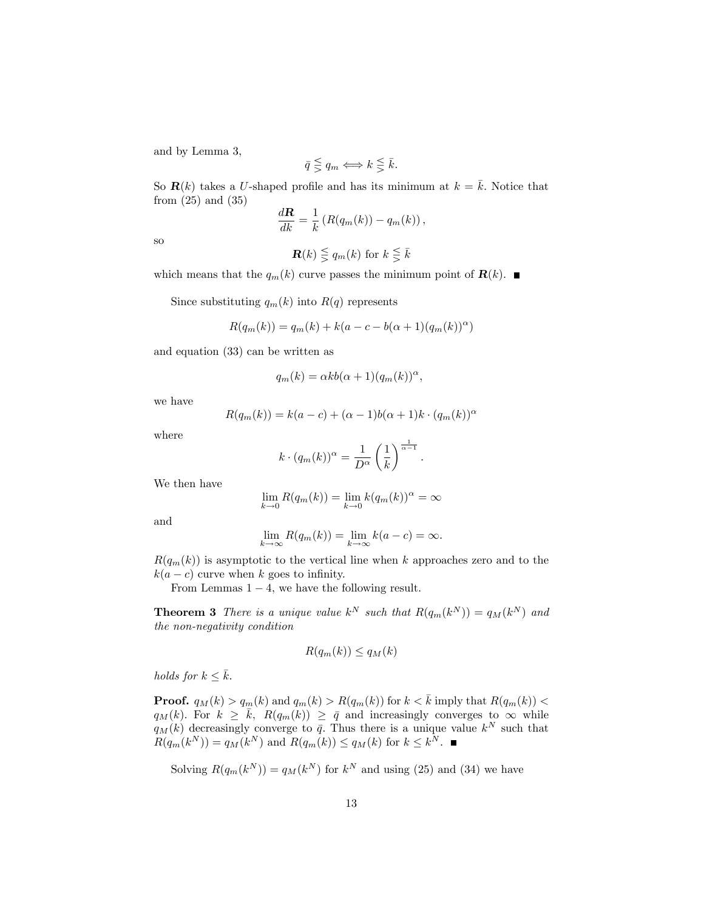and by Lemma 3,

$$\bar{q} \lesseqgtr q_m \Longleftrightarrow k \lesseqgtr \bar{k}.$$

So $\boldsymbol{R}(k)$ takes a $U$-shaped profile and has its minimum at $k = \bar{k}$. Notice that from (25) and (35)

$$\frac{d\boldsymbol{R}}{dk} = \frac{1}{k}\left(R(q_m(k)) - q_m(k)\right),$$

so

$$\boldsymbol{R}(k) \lesseqgtr q_m(k) \text{ for } k \lesseqgtr \bar{k}$$

which means that the $q_m(k)$ curve passes the minimum point of $\boldsymbol{R}(k)$. ∎

Since substituting $q_m(k)$ into $R(q)$ represents

$$R(q_m(k)) = q_m(k) + k(a - c - b(\alpha+1)(q_m(k))^{\alpha})$$

and equation (33) can be written as

$$q_m(k) = \alpha k b(\alpha+1)(q_m(k))^{\alpha},$$

we have

$$R(q_m(k)) = k(a-c) + (\alpha - 1)b(\alpha+1)k \cdot (q_m(k))^{\alpha}$$

where

$$k \cdot (q_m(k))^{\alpha} = \frac{1}{D^{\alpha}}\left(\frac{1}{k}\right)^{\frac{1}{\alpha-1}}.$$

We then have

$$\lim_{k\to 0} R(q_m(k)) = \lim_{k\to 0} k(q_m(k))^{\alpha} = \infty$$

and

$$\lim_{k\to\infty} R(q_m(k)) = \lim_{k\to\infty} k(a-c) = \infty.$$

$R(q_m(k))$ is asymptotic to the vertical line when $k$ approaches zero and to the $k(a-c)$ curve when $k$ goes to infinity.

From Lemmas $1-4$, we have the following result.

**Theorem 3** *There is a unique value $k^N$ such that $R(q_m(k^N)) = q_M(k^N)$ and the non-negativity condition*

$$R(q_m(k)) \leq q_M(k)$$

*holds for $k \leq \bar{k}$.*

**Proof.** $q_M(k) > q_m(k)$ and $q_m(k) > R(q_m(k))$ for $k < \bar{k}$ imply that $R(q_m(k)) < q_M(k)$. For $k \geq \bar{k}$, $R(q_m(k)) \geq \bar{q}$ and increasingly converges to $\infty$ while $q_M(k)$ decreasingly converge to $\bar{q}$. Thus there is a unique value $k^N$ such that $R(q_m(k^N)) = q_M(k^N)$ and $R(q_m(k)) \leq q_M(k)$ for $k \leq k^N$. ∎

Solving $R(q_m(k^N)) = q_M(k^N)$ for $k^N$ and using (25) and (34) we have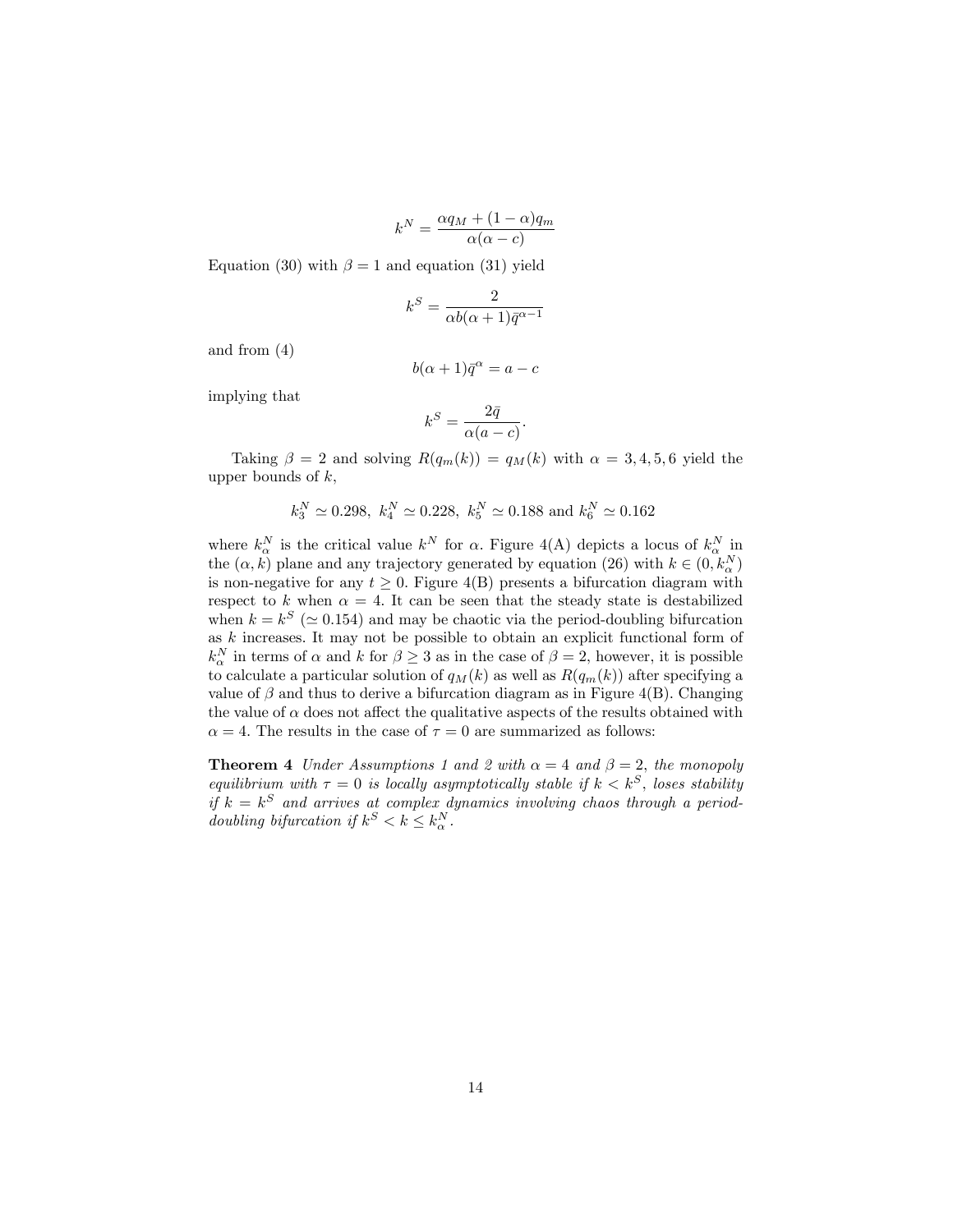$$k^N = \frac{\alpha q_M + (1-\alpha)q_m}{\alpha(\alpha - c)}$$

Equation (30) with $\beta = 1$ and equation (31) yield

$$k^S = \frac{2}{\alpha b(\alpha+1)\bar{q}^{\alpha-1}}$$

and from (4)

$$b(\alpha+1)\bar{q}^{\alpha} = a - c$$

implying that

$$k^S = \frac{2\bar{q}}{\alpha(a-c)}.$$

Taking $\beta = 2$ and solving $R(q_m(k)) = q_M(k)$ with $\alpha = 3, 4, 5, 6$ yield the upper bounds of $k$,

$$k_3^N \simeq 0.298,\ k_4^N \simeq 0.228,\ k_5^N \simeq 0.188 \text{ and } k_6^N \simeq 0.162$$

where $k_\alpha^N$ is the critical value $k^N$ for $\alpha$. Figure 4(A) depicts a locus of $k_\alpha^N$ in the $(\alpha, k)$ plane and any trajectory generated by equation (26) with $k \in (0, k_\alpha^N)$ is non-negative for any $t \geq 0$. Figure 4(B) presents a bifurcation diagram with respect to $k$ when $\alpha = 4$. It can be seen that the steady state is destabilized when $k = k^S$ ($\simeq 0.154$) and may be chaotic via the period-doubling bifurcation as $k$ increases. It may not be possible to obtain an explicit functional form of $k_\alpha^N$ in terms of $\alpha$ and $k$ for $\beta \geq 3$ as in the case of $\beta = 2$, however, it is possible to calculate a particular solution of $q_M(k)$ as well as $R(q_m(k))$ after specifying a value of $\beta$ and thus to derive a bifurcation diagram as in Figure 4(B). Changing the value of $\alpha$ does not affect the qualitative aspects of the results obtained with $\alpha = 4$. The results in the case of $\tau = 0$ are summarized as follows:

**Theorem 4** *Under Assumptions 1 and 2 with $\alpha = 4$ and $\beta = 2$, the monopoly equilibrium with $\tau = 0$ is locally asymptotically stable if $k < k^S$, loses stability if $k = k^S$ and arrives at complex dynamics involving chaos through a period-doubling bifurcation if $k^S < k \leq k_\alpha^N$.*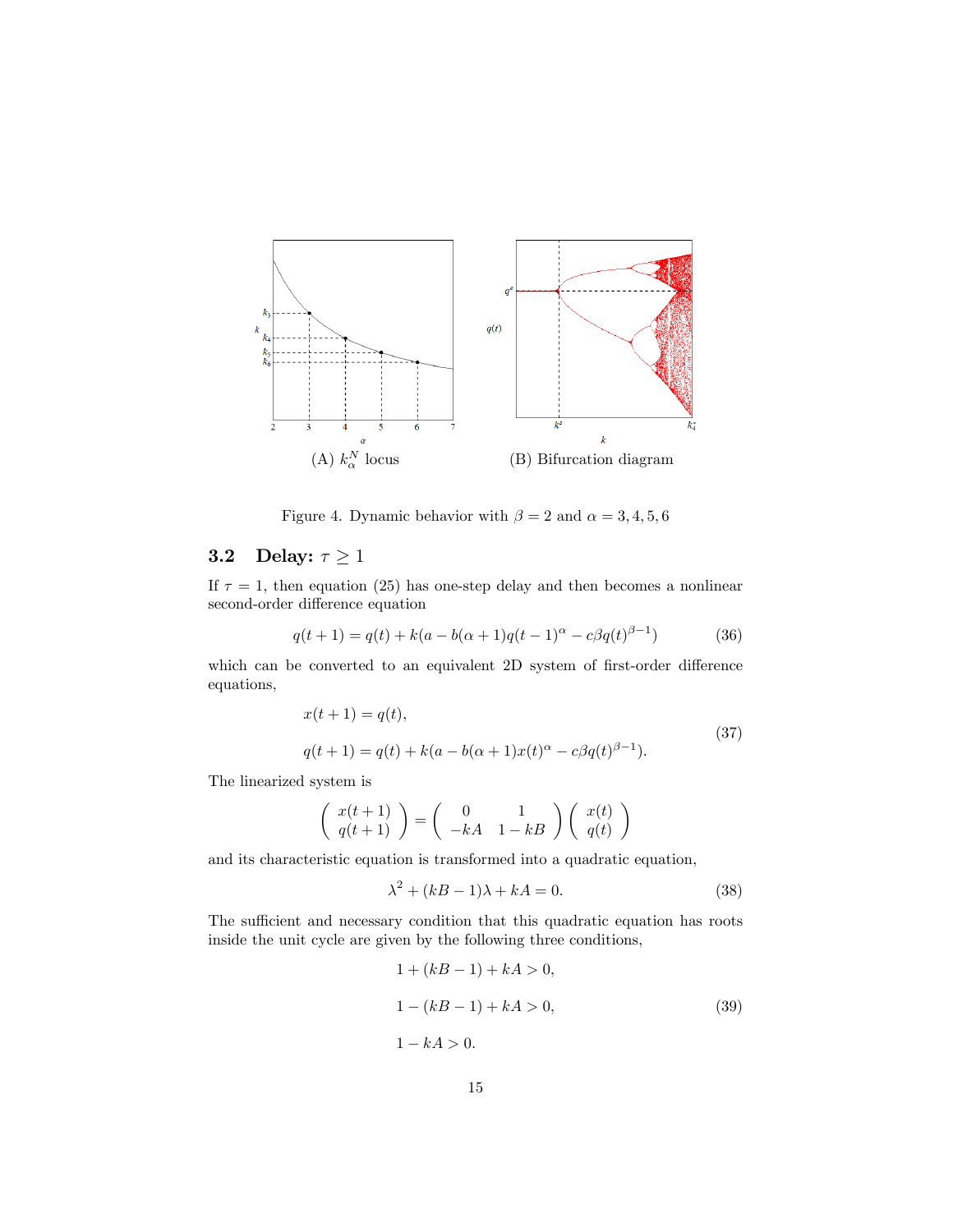(A) $k_\alpha^N$ locus

(B) Bifurcation diagram

Figure 4. Dynamic behavior with $\beta = 2$ and $\alpha = 3, 4, 5, 6$

### 3.2 Delay: $\tau \geq 1$

If $\tau = 1$, then equation (25) has one-step delay and then becomes a nonlinear second-order difference equation

$$q(t+1) = q(t) + k(a - b(\alpha+1)q(t-1)^{\alpha} - c\beta q(t)^{\beta-1}) \tag{36}$$

which can be converted to an equivalent 2D system of first-order difference equations,

$$\begin{aligned} x(t+1) &= q(t), \\ q(t+1) &= q(t) + k(a - b(\alpha+1)x(t)^{\alpha} - c\beta q(t)^{\beta-1}). \end{aligned} \tag{37}$$

The linearized system is

$$\begin{pmatrix} x(t+1) \\ q(t+1) \end{pmatrix} = \begin{pmatrix} 0 & 1 \\ -kA & 1-kB \end{pmatrix} \begin{pmatrix} x(t) \\ q(t) \end{pmatrix}$$

and its characteristic equation is transformed into a quadratic equation,

$$\lambda^2 + (kB - 1)\lambda + kA = 0. \tag{38}$$

The sufficient and necessary condition that this quadratic equation has roots inside the unit cycle are given by the following three conditions,

$$\begin{aligned} &1 + (kB - 1) + kA > 0, \\ &1 - (kB - 1) + kA > 0, \\ &1 - kA > 0. \end{aligned} \tag{39}$$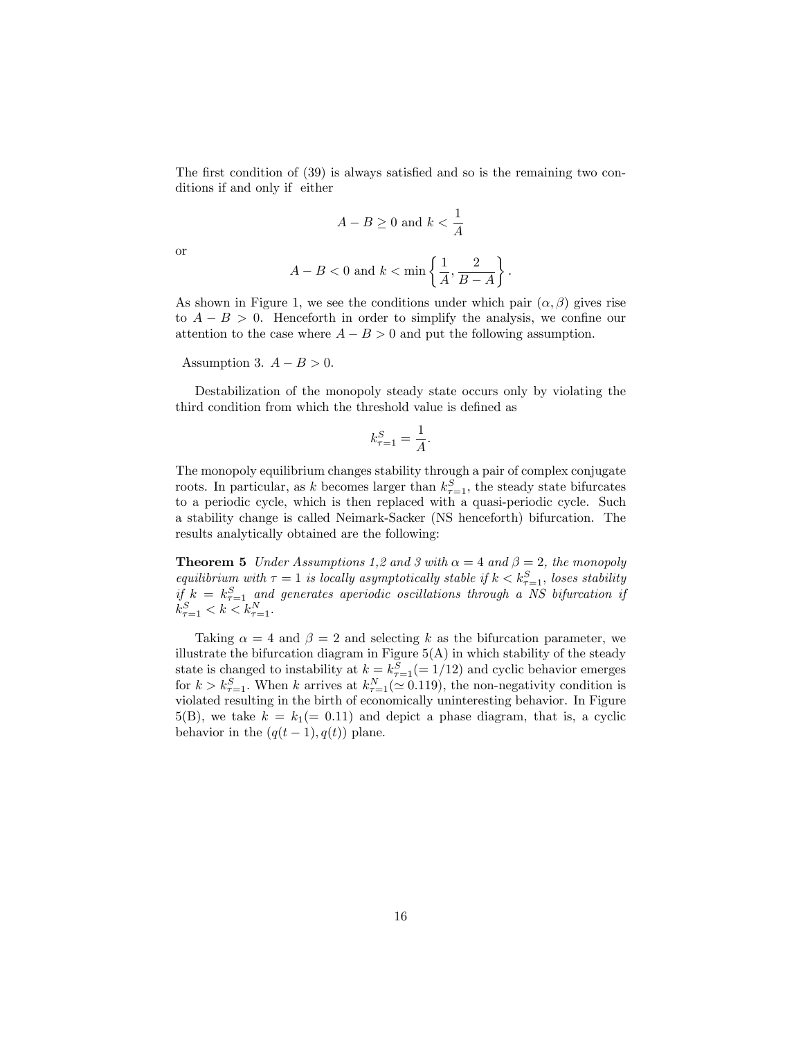The first condition of (39) is always satisfied and so is the remaining two conditions if and only if either

$$A - B \geq 0 \text{ and } k < \frac{1}{A}$$

or

$$A - B < 0 \text{ and } k < \min\left\{\frac{1}{A}, \frac{2}{B-A}\right\}.$$

As shown in Figure 1, we see the conditions under which pair $(\alpha, \beta)$ gives rise to $A - B > 0$. Henceforth in order to simplify the analysis, we confine our attention to the case where $A - B > 0$ and put the following assumption.

Assumption 3. $A - B > 0$.

Destabilization of the monopoly steady state occurs only by violating the third condition from which the threshold value is defined as

$$k^S_{\tau=1} = \frac{1}{A}.$$

The monopoly equilibrium changes stability through a pair of complex conjugate roots. In particular, as $k$ becomes larger than $k^S_{\tau=1}$, the steady state bifurcates to a periodic cycle, which is then replaced with a quasi-periodic cycle. Such a stability change is called Neimark-Sacker (NS henceforth) bifurcation. The results analytically obtained are the following:

**Theorem 5** *Under Assumptions 1,2 and 3 with $\alpha = 4$ and $\beta = 2$, the monopoly equilibrium with $\tau = 1$ is locally asymptotically stable if $k < k^S_{\tau=1}$, loses stability if $k = k^S_{\tau=1}$ and generates aperiodic oscillations through a NS bifurcation if $k^S_{\tau=1} < k < k^N_{\tau=1}$.*

Taking $\alpha = 4$ and $\beta = 2$ and selecting $k$ as the bifurcation parameter, we illustrate the bifurcation diagram in Figure 5(A) in which stability of the steady state is changed to instability at $k = k^S_{\tau=1}(= 1/12)$ and cyclic behavior emerges for $k > k^S_{\tau=1}$. When $k$ arrives at $k^N_{\tau=1}(\simeq 0.119)$, the non-negativity condition is violated resulting in the birth of economically uninteresting behavior. In Figure 5(B), we take $k = k_1(= 0.11)$ and depict a phase diagram, that is, a cyclic behavior in the $(q(t-1), q(t))$ plane.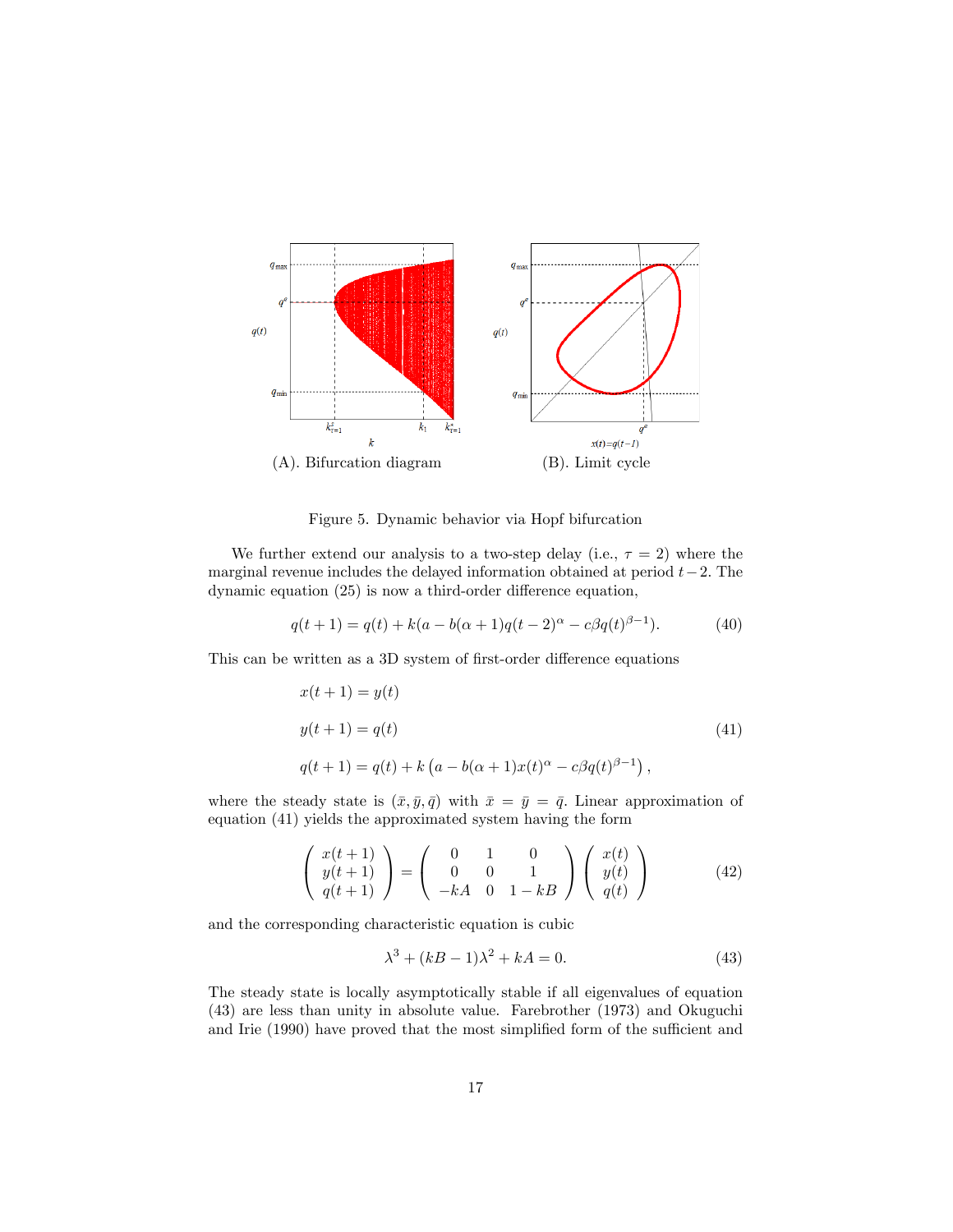(A). Bifurcation diagram

(B). Limit cycle

Figure 5. Dynamic behavior via Hopf bifurcation

We further extend our analysis to a two-step delay (i.e., $\tau = 2$) where the marginal revenue includes the delayed information obtained at period $t-2$. The dynamic equation (25) is now a third-order difference equation,

$$q(t+1) = q(t) + k(a - b(\alpha+1)q(t-2)^{\alpha} - c\beta q(t)^{\beta-1}). \tag{40}$$

This can be written as a 3D system of first-order difference equations

$$\begin{aligned}
x(t+1) &= y(t) \\
y(t+1) &= q(t) \\
q(t+1) &= q(t) + k\left(a - b(\alpha+1)x(t)^{\alpha} - c\beta q(t)^{\beta-1}\right),
\end{aligned} \tag{41}$$

where the steady state is $(\bar{x}, \bar{y}, \bar{q})$ with $\bar{x} = \bar{y} = \bar{q}$. Linear approximation of equation (41) yields the approximated system having the form

$$\begin{pmatrix} x(t+1) \\ y(t+1) \\ q(t+1) \end{pmatrix} = \begin{pmatrix} 0 & 1 & 0 \\ 0 & 0 & 1 \\ -kA & 0 & 1-kB \end{pmatrix} \begin{pmatrix} x(t) \\ y(t) \\ q(t) \end{pmatrix} \tag{42}$$

and the corresponding characteristic equation is cubic

$$\lambda^3 + (kB-1)\lambda^2 + kA = 0. \tag{43}$$

The steady state is locally asymptotically stable if all eigenvalues of equation (43) are less than unity in absolute value. Farebrother (1973) and Okuguchi and Irie (1990) have proved that the most simplified form of the sufficient and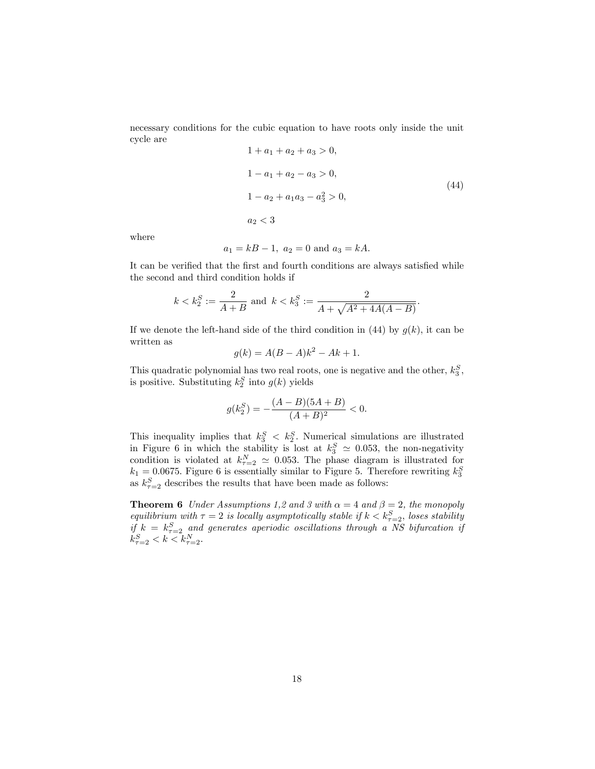necessary conditions for the cubic equation to have roots only inside the unit cycle are

$$
\begin{aligned}
&1 + a_1 + a_2 + a_3 > 0, \\
&1 - a_1 + a_2 - a_3 > 0, \\
&1 - a_2 + a_1 a_3 - a_3^2 > 0, \\
&a_2 < 3
\end{aligned}
\tag{44}
$$

where

$$
a_1 = kB - 1, \ a_2 = 0 \text{ and } a_3 = kA.
$$

It can be verified that the first and fourth conditions are always satisfied while the second and third condition holds if

$$
k < k_2^S := \frac{2}{A+B} \text{ and } k < k_3^S := \frac{2}{A + \sqrt{A^2 + 4A(A-B)}}.
$$

If we denote the left-hand side of the third condition in (44) by $g(k)$, it can be written as

$$
g(k) = A(B-A)k^2 - Ak + 1.
$$

This quadratic polynomial has two real roots, one is negative and the other, $k_3^S$, is positive. Substituting $k_2^S$ into $g(k)$ yields

$$
g(k_2^S) = -\frac{(A-B)(5A+B)}{(A+B)^2} < 0.
$$

This inequality implies that $k_3^S < k_2^S$. Numerical simulations are illustrated in Figure 6 in which the stability is lost at $k_3^S \simeq 0.053$, the non-negativity condition is violated at $k_{\tau=2}^N \simeq 0.053$. The phase diagram is illustrated for $k_1 = 0.0675$. Figure 6 is essentially similar to Figure 5. Therefore rewriting $k_3^S$ as $k_{\tau=2}^S$ describes the results that have been made as follows:

**Theorem 6** *Under Assumptions 1,2 and 3 with $\alpha = 4$ and $\beta = 2$, the monopoly equilibrium with $\tau = 2$ is locally asymptotically stable if $k < k_{\tau=2}^S$, loses stability if $k = k_{\tau=2}^S$ and generates aperiodic oscillations through a NS bifurcation if $k_{\tau=2}^S < k < k_{\tau=2}^N$.*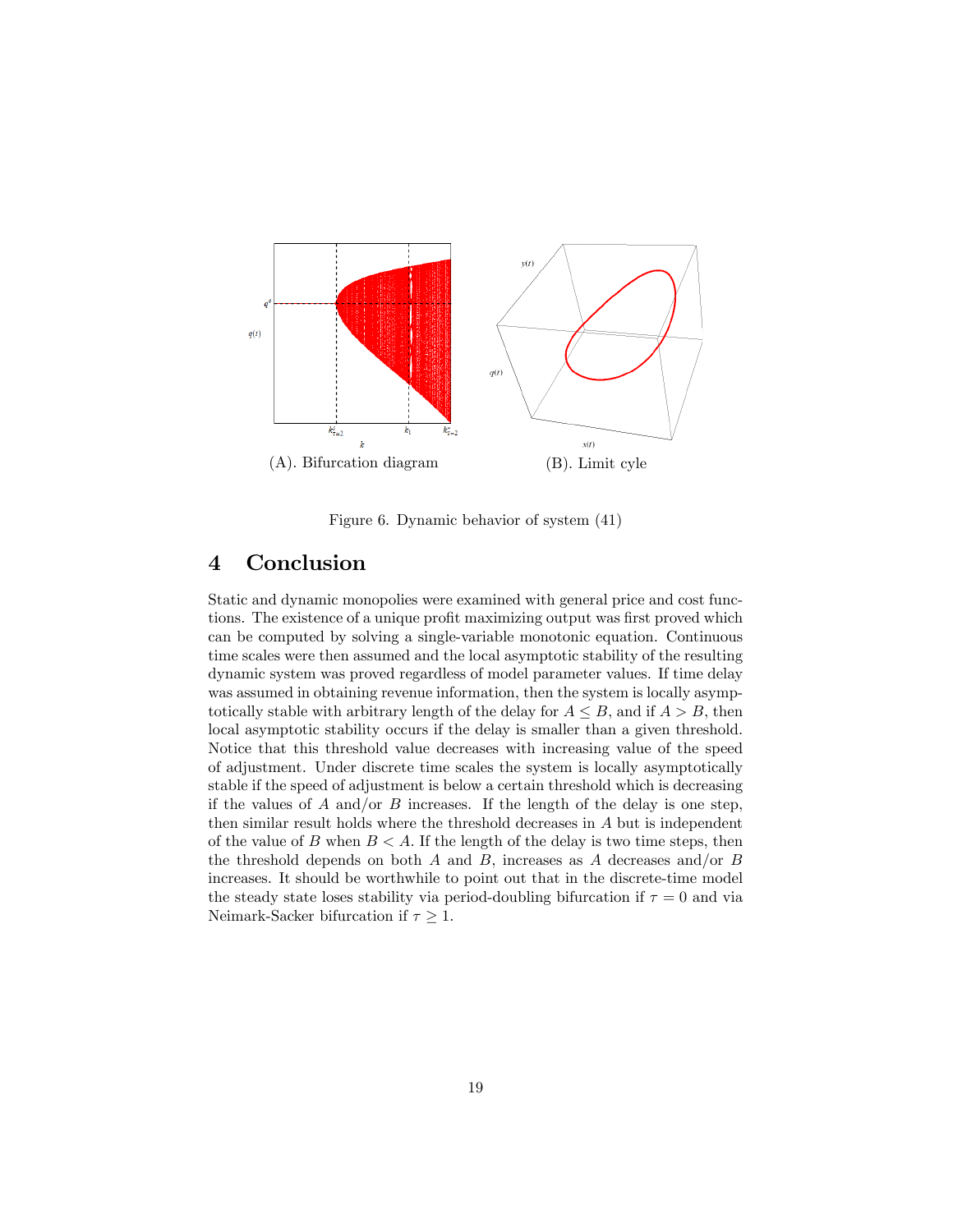(A). Bifurcation diagram

(B). Limit cyle

Figure 6. Dynamic behavior of system (41)

## 4 Conclusion

Static and dynamic monopolies were examined with general price and cost functions. The existence of a unique profit maximizing output was first proved which can be computed by solving a single-variable monotonic equation. Continuous time scales were then assumed and the local asymptotic stability of the resulting dynamic system was proved regardless of model parameter values. If time delay was assumed in obtaining revenue information, then the system is locally asymptotically stable with arbitrary length of the delay for $A \leq B$, and if $A > B$, then local asymptotic stability occurs if the delay is smaller than a given threshold. Notice that this threshold value decreases with increasing value of the speed of adjustment. Under discrete time scales the system is locally asymptotically stable if the speed of adjustment is below a certain threshold which is decreasing if the values of $A$ and/or $B$ increases. If the length of the delay is one step, then similar result holds where the threshold decreases in $A$ but is independent of the value of $B$ when $B < A$. If the length of the delay is two time steps, then the threshold depends on both $A$ and $B$, increases as $A$ decreases and/or $B$ increases. It should be worthwhile to point out that in the discrete-time model the steady state loses stability via period-doubling bifurcation if $\tau = 0$ and via Neimark-Sacker bifurcation if $\tau \geq 1$.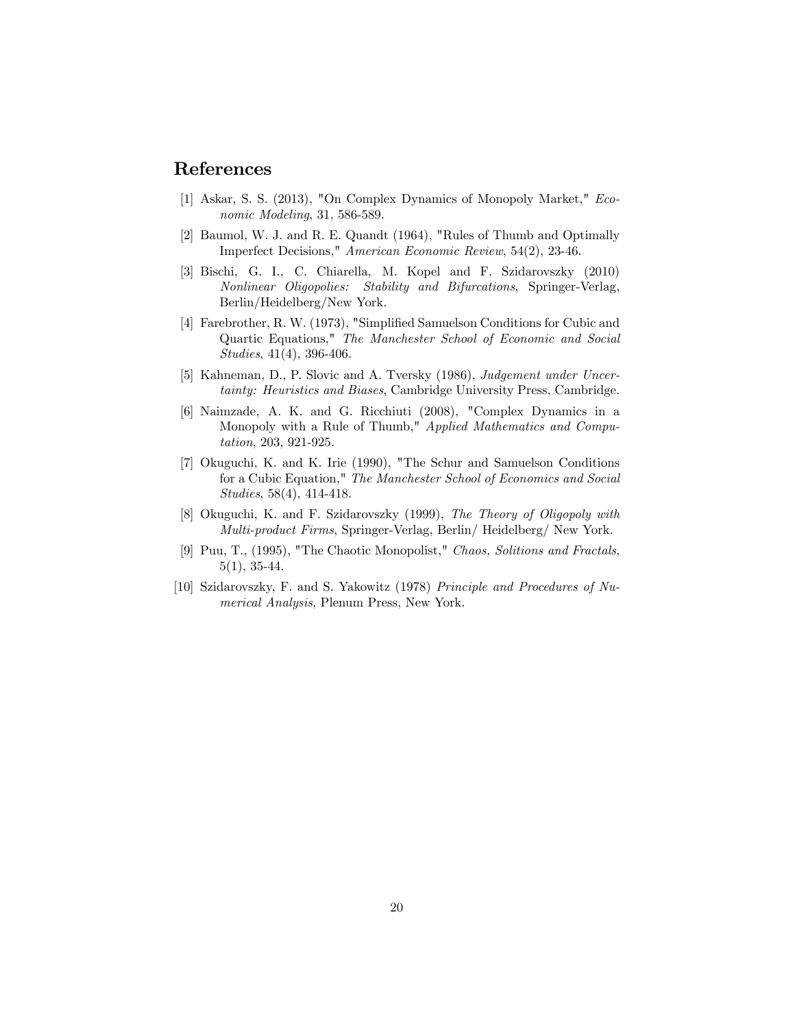## References

[1] Askar, S. S. (2013), "On Complex Dynamics of Monopoly Market," *Economic Modeling*, 31, 586-589.

[2] Baumol, W. J. and R. E. Quandt (1964), "Rules of Thumb and Optimally Imperfect Decisions," *American Economic Review*, 54(2), 23-46.

[3] Bischi, G. I., C. Chiarella, M. Kopel and F. Szidarovszky (2010) *Nonlinear Oligopolies: Stability and Bifurcations*, Springer-Verlag, Berlin/Heidelberg/New York.

[4] Farebrother, R. W. (1973), "Simplified Samuelson Conditions for Cubic and Quartic Equations," *The Manchester School of Economic and Social Studies*, 41(4), 396-406.

[5] Kahneman, D., P. Slovic and A. Tversky (1986), *Judgement under Uncertainty: Heuristics and Biases*, Cambridge University Press, Cambridge.

[6] Naimzade, A. K. and G. Ricchiuti (2008), "Complex Dynamics in a Monopoly with a Rule of Thumb," *Applied Mathematics and Computation*, 203, 921-925.

[7] Okuguchi, K. and K. Irie (1990), "The Schur and Samuelson Conditions for a Cubic Equation," *The Manchester School of Economics and Social Studies*, 58(4), 414-418.

[8] Okuguchi, K. and F. Szidarovszky (1999), *The Theory of Oligopoly with Multi-product Firms*, Springer-Verlag, Berlin/ Heidelberg/ New York.

[9] Puu, T., (1995), "The Chaotic Monopolist," *Chaos, Solitions and Fractals*, 5(1), 35-44.

[10] Szidarovszky, F. and S. Yakowitz (1978) *Principle and Procedures of Numerical Analysis*, Plenum Press, New York.